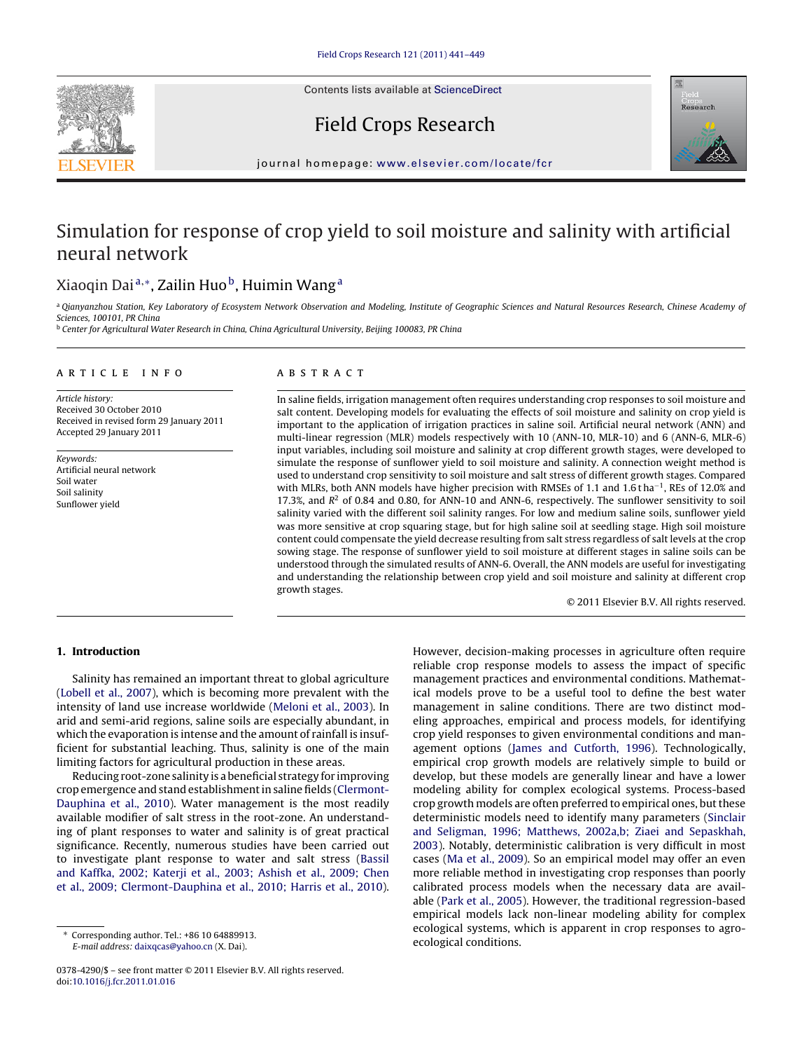# Simulation for response of crop yield to soil moisture and salinity with artificial neural network

Xiaoqin Dai[a,*], Zailin Huo[b], Huimin Wang[a]

[a] Qianyanzhou Station, Key Laboratory of Ecosystem Network Observation and Modeling, Institute of Geographic Sciences and Natural Resources Research, Chinese Academy of Sciences, 100101, PR China

[b] Center for Agricultural Water Research in China, China Agricultural University, Beijing 100083, PR China

## ARTICLE INFO

*Article history:*
Received 30 October 2010
Received in revised form 29 January 2011
Accepted 29 January 2011

*Keywords:*
Artificial neural network
Soil water
Soil salinity
Sunflower yield

## ABSTRACT

In saline fields, irrigation management often requires understanding crop responses to soil moisture and salt content. Developing models for evaluating the effects of soil moisture and salinity on crop yield is important to the application of irrigation practices in saline soil. Artificial neural network (ANN) and multi-linear regression (MLR) models respectively with 10 (ANN-10, MLR-10) and 6 (ANN-6, MLR-6) input variables, including soil moisture and salinity at crop different growth stages, were developed to simulate the response of sunflower yield to soil moisture and salinity. A connection weight method is used to understand crop sensitivity to soil moisture and salt stress of different growth stages. Compared with MLRs, both ANN models have higher precision with RMSEs of 1.1 and 1.6 t ha$^{-1}$, REs of 12.0% and 17.3%, and $R^2$ of 0.84 and 0.80, for ANN-10 and ANN-6, respectively. The sunflower sensitivity to soil salinity varied with the different soil salinity ranges. For low and medium saline soils, sunflower yield was more sensitive at crop squaring stage, but for high saline soil at seedling stage. High soil moisture content could compensate the yield decrease resulting from salt stress regardless of salt levels at the crop sowing stage. The response of sunflower yield to soil moisture at different stages in saline soils can be understood through the simulated results of ANN-6. Overall, the ANN models are useful for investigating and understanding the relationship between crop yield and soil moisture and salinity at different crop growth stages.

© 2011 Elsevier B.V. All rights reserved.

## 1. Introduction

Salinity has remained an important threat to global agriculture (Lobell et al., 2007), which is becoming more prevalent with the intensity of land use increase worldwide (Meloni et al., 2003). In arid and semi-arid regions, saline soils are especially abundant, in which the evaporation is intense and the amount of rainfall is insufficient for substantial leaching. Thus, salinity is one of the main limiting factors for agricultural production in these areas.

Reducing root-zone salinity is a beneficial strategy for improving crop emergence and stand establishment in saline fields (Clermont-Dauphina et al., 2010). Water management is the most readily available modifier of salt stress in the root-zone. An understanding of plant responses to water and salinity is of great practical significance. Recently, numerous studies have been carried out to investigate plant response to water and salt stress (Bassil and Kaffka, 2002; Katerji et al., 2003; Ashish et al., 2009; Chen et al., 2009; Clermont-Dauphina et al., 2010; Harris et al., 2010). However, decision-making processes in agriculture often require reliable crop response models to assess the impact of specific management practices and environmental conditions. Mathematical models prove to be a useful tool to define the best water management in saline conditions. There are two distinct modeling approaches, empirical and process models, for identifying crop yield responses to given environmental conditions and management options (James and Cutforth, 1996). Technologically, empirical crop growth models are relatively simple to build or develop, but these models are generally linear and have a lower modeling ability for complex ecological systems. Process-based crop growth models are often preferred to empirical ones, but these deterministic models need to identify many parameters (Sinclair and Seligman, 1996; Matthews, 2002a,b; Ziaei and Sepaskhah, 2003). Notably, deterministic calibration is very difficult in most cases (Ma et al., 2009). So an empirical model may offer an even more reliable method in investigating crop responses than poorly calibrated process models when the necessary data are available (Park et al., 2005). However, the traditional regression-based empirical models lack non-linear modeling ability for complex ecological systems, which is apparent in crop responses to agro-ecological conditions.

\* Corresponding author. Tel.: +86 10 64889913.
*E-mail address:* daixqcas@yahoo.cn (X. Dai).

0378-4290/$ – see front matter © 2011 Elsevier B.V. All rights reserved.
doi:10.1016/j.fcr.2011.01.016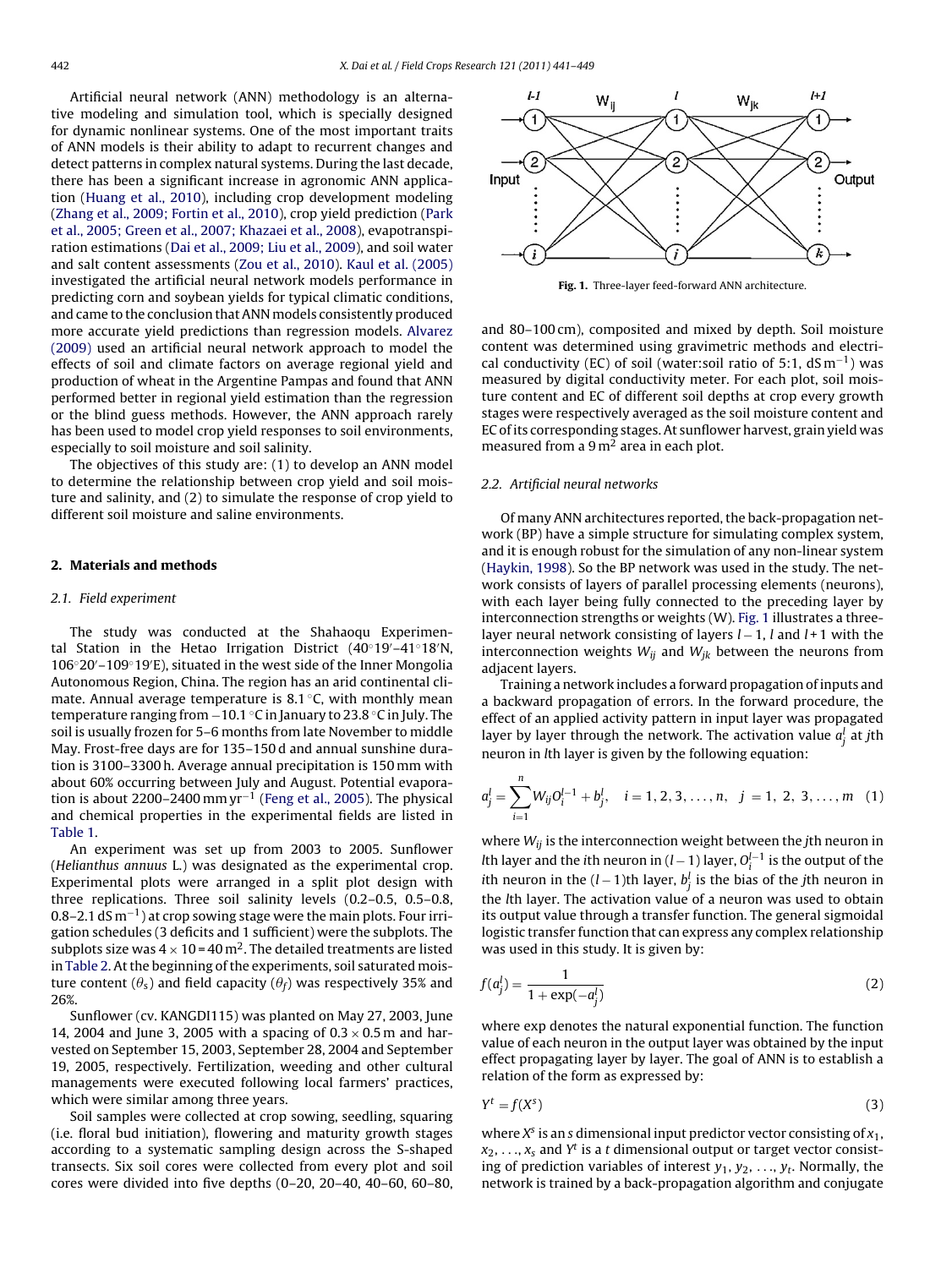Artificial neural network (ANN) methodology is an alternative modeling and simulation tool, which is specially designed for dynamic nonlinear systems. One of the most important traits of ANN models is their ability to adapt to recurrent changes and detect patterns in complex natural systems. During the last decade, there has been a significant increase in agronomic ANN application (Huang et al., 2010), including crop development modeling (Zhang et al., 2009; Fortin et al., 2010), crop yield prediction (Park et al., 2005; Green et al., 2007; Khazaei et al., 2008), evapotranspiration estimations (Dai et al., 2009; Liu et al., 2009), and soil water and salt content assessments (Zou et al., 2010). Kaul et al. (2005) investigated the artificial neural network models performance in predicting corn and soybean yields for typical climatic conditions, and came to the conclusion that ANN models consistently produced more accurate yield predictions than regression models. Alvarez (2009) used an artificial neural network approach to model the effects of soil and climate factors on average regional yield and production of wheat in the Argentine Pampas and found that ANN performed better in regional yield estimation than the regression or the blind guess methods. However, the ANN approach rarely has been used to model crop yield responses to soil environments, especially to soil moisture and soil salinity.

The objectives of this study are: (1) to develop an ANN model to determine the relationship between crop yield and soil moisture and salinity, and (2) to simulate the response of crop yield to different soil moisture and saline environments.

## 2. Materials and methods

### 2.1. Field experiment

The study was conducted at the Shahaoqu Experimental Station in the Hetao Irrigation District (40°19′–41°18′N, 106°20′–109°19′E), situated in the west side of the Inner Mongolia Autonomous Region, China. The region has an arid continental climate. Annual average temperature is 8.1 °C, with monthly mean temperature ranging from −10.1 °C in January to 23.8 °C in July. The soil is usually frozen for 5–6 months from late November to middle May. Frost-free days are for 135–150 d and annual sunshine duration is 3100–3300 h. Average annual precipitation is 150 mm with about 60% occurring between July and August. Potential evaporation is about 2200–2400 mm yr$^{-1}$ (Feng et al., 2005). The physical and chemical properties in the experimental fields are listed in Table 1.

An experiment was set up from 2003 to 2005. Sunflower (*Helianthus annuus* L.) was designated as the experimental crop. Experimental plots were arranged in a split plot design with three replications. Three soil salinity levels (0.2–0.5, 0.5–0.8, 0.8–2.1 dS m$^{-1}$) at crop sowing stage were the main plots. Four irrigation schedules (3 deficits and 1 sufficient) were the subplots. The subplots size was 4 × 10 = 40 m$^2$. The detailed treatments are listed in Table 2. At the beginning of the experiments, soil saturated moisture content ($\theta_s$) and field capacity ($\theta_f$) was respectively 35% and 26%.

Sunflower (cv. KANGDI115) was planted on May 27, 2003, June 14, 2004 and June 3, 2005 with a spacing of 0.3 × 0.5 m and harvested on September 15, 2003, September 28, 2004 and September 19, 2005, respectively. Fertilization, weeding and other cultural managements were executed following local farmers' practices, which were similar among three years.

Soil samples were collected at crop sowing, seedling, squaring (i.e. floral bud initiation), flowering and maturity growth stages according to a systematic sampling design across the S-shaped transects. Six soil cores were collected from every plot and soil cores were divided into five depths (0–20, 20–40, 40–60, 60–80, and 80–100 cm), composited and mixed by depth. Soil moisture content was determined using gravimetric methods and electrical conductivity (EC) of soil (water:soil ratio of 5:1, dS m$^{-1}$) was measured by digital conductivity meter. For each plot, soil moisture content and EC of different soil depths at crop every growth stages were respectively averaged as the soil moisture content and EC of its corresponding stages. At sunflower harvest, grain yield was measured from a 9 m$^2$ area in each plot.

**Fig. 1.** Three-layer feed-forward ANN architecture.

### 2.2. Artificial neural networks

Of many ANN architectures reported, the back-propagation network (BP) have a simple structure for simulating complex system, and it is enough robust for the simulation of any non-linear system (Haykin, 1998). So the BP network was used in the study. The network consists of layers of parallel processing elements (neurons), with each layer being fully connected to the preceding layer by interconnection strengths or weights (W). Fig. 1 illustrates a three-layer neural network consisting of layers $l-1$, $l$ and $l+1$ with the interconnection weights $W_{ij}$ and $W_{jk}$ between the neurons from adjacent layers.

Training a network includes a forward propagation of inputs and a backward propagation of errors. In the forward procedure, the effect of an applied activity pattern in input layer was propagated layer by layer through the network. The activation value $a_j^l$ at $j$th neuron in $l$th layer is given by the following equation:

$$a_j^l = \sum_{i=1}^{n} W_{ij} O_i^{l-1} + b_j^l, \quad i = 1, 2, 3, \ldots, n, \quad j = 1, 2, 3, \ldots, m \quad (1)$$

where $W_{ij}$ is the interconnection weight between the $j$th neuron in $l$th layer and the $i$th neuron in $(l-1)$ layer, $O_i^{l-1}$ is the output of the $i$th neuron in the $(l-1)$th layer, $b_j^l$ is the bias of the $j$th neuron in the $l$th layer. The activation value of a neuron was used to obtain its output value through a transfer function. The general sigmoidal logistic transfer function that can express any complex relationship was used in this study. It is given by:

$$f(a_j^l) = \frac{1}{1 + \exp(-a_j^l)} \quad (2)$$

where exp denotes the natural exponential function. The function value of each neuron in the output layer was obtained by the input effect propagating layer by layer. The goal of ANN is to establish a relation of the form as expressed by:

$$Y^t = f(X^s) \quad (3)$$

where $X^s$ is an $s$ dimensional input predictor vector consisting of $x_1$, $x_2$, ..., $x_s$ and $Y^t$ is a $t$ dimensional output or target vector consisting of prediction variables of interest $y_1$, $y_2$, ..., $y_t$. Normally, the network is trained by a back-propagation algorithm and conjugate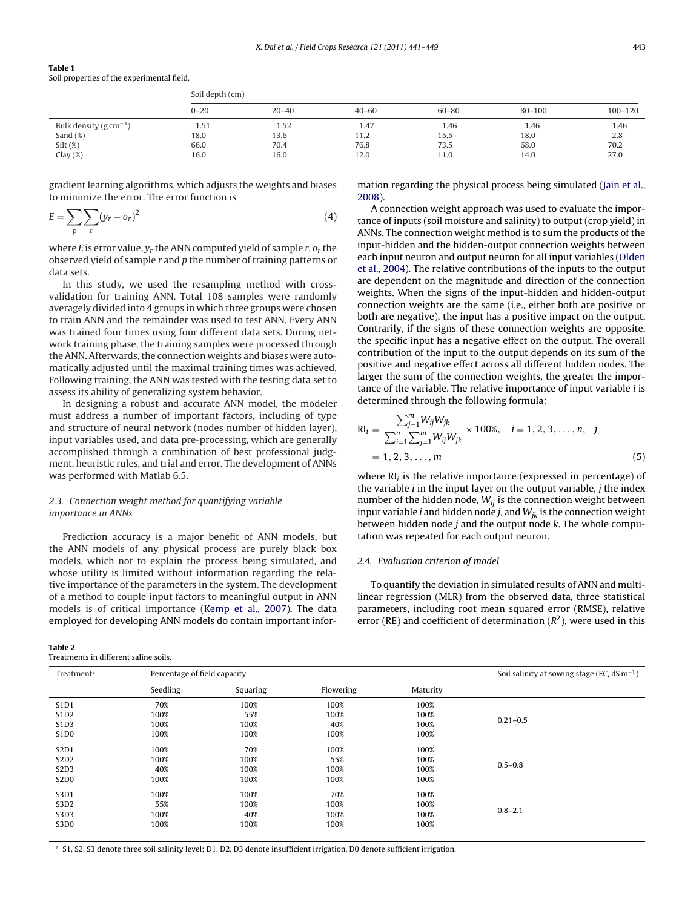**Table 1**
Soil properties of the experimental field.

| | Soil depth (cm) | | | | | |
|---|---|---|---|---|---|---|
| | 0–20 | 20–40 | 40–60 | 60–80 | 80–100 | 100–120 |
| Bulk density (g cm$^{-3}$) | 1.51 | 1.52 | 1.47 | 1.46 | 1.46 | 1.46 |
| Sand (%) | 18.0 | 13.6 | 11.2 | 15.5 | 18.0 | 2.8 |
| Silt (%) | 66.0 | 70.4 | 76.8 | 73.5 | 68.0 | 70.2 |
| Clay (%) | 16.0 | 16.0 | 12.0 | 11.0 | 14.0 | 27.0 |

gradient learning algorithms, which adjusts the weights and biases to minimize the error. The error function is

$$E = \sum_{p}\sum_{t}(y_r - o_r)^2 \tag{4}$$

where $E$ is error value, $y_r$ the ANN computed yield of sample $r$, $o_r$ the observed yield of sample $r$ and $p$ the number of training patterns or data sets.

In this study, we used the resampling method with cross-validation for training ANN. Total 108 samples were randomly averagely divided into 4 groups in which three groups were chosen to train ANN and the remainder was used to test ANN. Every ANN was trained four times using four different data sets. During network training phase, the training samples were processed through the ANN. Afterwards, the connection weights and biases were automatically adjusted until the maximal training times was achieved. Following training, the ANN was tested with the testing data set to assess its ability of generalizing system behavior.

In designing a robust and accurate ANN model, the modeler must address a number of important factors, including of type and structure of neural network (nodes number of hidden layer), input variables used, and data pre-processing, which are generally accomplished through a combination of best professional judgment, heuristic rules, and trial and error. The development of ANNs was performed with Matlab 6.5.

### 2.3. Connection weight method for quantifying variable importance in ANNs

Prediction accuracy is a major benefit of ANN models, but the ANN models of any physical process are purely black box models, which not to explain the process being simulated, and whose utility is limited without information regarding the relative importance of the parameters in the system. The development of a method to couple input factors to meaningful output in ANN models is of critical importance (Kemp et al., 2007). The data employed for developing ANN models do contain important information regarding the physical process being simulated (Jain et al., 2008).

A connection weight approach was used to evaluate the importance of inputs (soil moisture and salinity) to output (crop yield) in ANNs. The connection weight method is to sum the products of the input-hidden and the hidden-output connection weights between each input neuron and output neuron for all input variables (Olden et al., 2004). The relative contributions of the inputs to the output are dependent on the magnitude and direction of the connection weights. When the signs of the input-hidden and hidden-output connection weights are the same (i.e., either both are positive or both are negative), the input has a positive impact on the output. Contrarily, if the signs of these connection weights are opposite, the specific input has a negative effect on the output. The overall contribution of the input to the output depends on its sum of the positive and negative effect across all different hidden nodes. The larger the sum of the connection weights, the greater the importance of the variable. The relative importance of input variable $i$ is determined through the following formula:

$$\mathrm{RI}_i = \frac{\sum_{j=1}^{m} W_{ij}W_{jk}}{\sum_{i=1}^{n}\sum_{j=1}^{m} W_{ij}W_{jk}} \times 100\%, \quad i = 1, 2, 3, \ldots, n, \quad j = 1, 2, 3, \ldots, m \tag{5}$$

where $\mathrm{RI}_i$ is the relative importance (expressed in percentage) of the variable $i$ in the input layer on the output variable, $j$ the index number of the hidden node, $W_{ij}$ is the connection weight between input variable $i$ and hidden node $j$, and $W_{jk}$ is the connection weight between hidden node $j$ and the output node $k$. The whole computation was repeated for each output neuron.

### 2.4. Evaluation criterion of model

To quantify the deviation in simulated results of ANN and multi-linear regression (MLR) from the observed data, three statistical parameters, including root mean squared error (RMSE), relative error (RE) and coefficient of determination ($R^2$), were used in this

**Table 2**
Treatments in different saline soils.

| Treatment[a] | Percentage of field capacity | | | | Soil salinity at sowing stage (EC, dS m$^{-1}$) |
|---|---|---|---|---|---|
| | Seedling | Squaring | Flowering | Maturity | |
| S1D1 | 70% | 100% | 100% | 100% | 0.21–0.5 |
| S1D2 | 100% | 55% | 100% | 100% | |
| S1D3 | 100% | 100% | 40% | 100% | |
| S1D0 | 100% | 100% | 100% | 100% | |
| S2D1 | 100% | 70% | 100% | 100% | 0.5–0.8 |
| S2D2 | 100% | 100% | 55% | 100% | |
| S2D3 | 40% | 100% | 100% | 100% | |
| S2D0 | 100% | 100% | 100% | 100% | |
| S3D1 | 100% | 100% | 70% | 100% | 0.8–2.1 |
| S3D2 | 55% | 100% | 100% | 100% | |
| S3D3 | 100% | 40% | 100% | 100% | |
| S3D0 | 100% | 100% | 100% | 100% | |

[a] S1, S2, S3 denote three soil salinity level; D1, D2, D3 denote insufficient irrigation, D0 denote sufficient irrigation.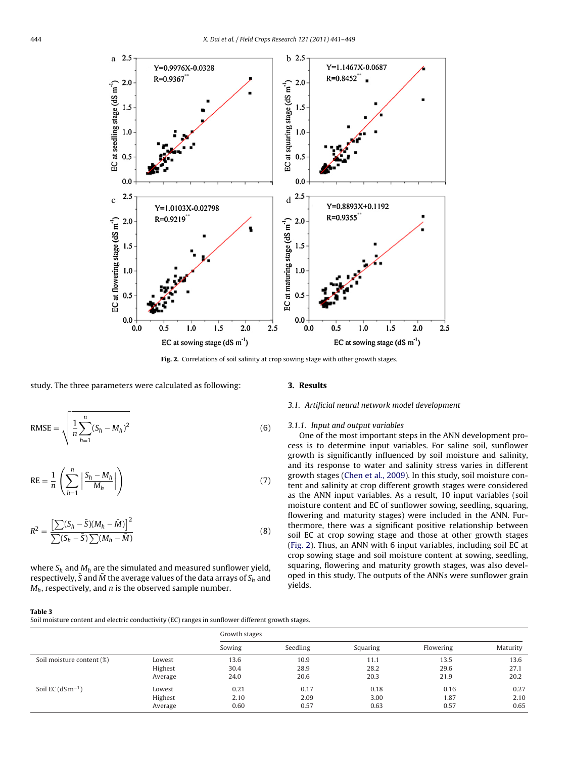Fig. 2. Correlations of soil salinity at crop sowing stage with other growth stages.

study. The three parameters were calculated as following:

$$\text{RMSE} = \sqrt{\frac{1}{n}\sum_{h=1}^{n}(S_h - M_h)^2} \tag{6}$$

$$\text{RE} = \frac{1}{n}\left(\sum_{h=1}^{n}\left|\frac{S_h - M_h}{M_h}\right|\right) \tag{7}$$

$$R^2 = \frac{\left[\sum(S_h - \bar{S})(M_h - \bar{M})\right]^2}{\sum(S_h - \bar{S})\sum(M_h - \bar{M})} \tag{8}$$

where $S_h$ and $M_h$ are the simulated and measured sunflower yield, respectively, $\bar{S}$ and $\bar{M}$ the average values of the data arrays of $S_h$ and $M_h$, respectively, and $n$ is the observed sample number.

## 3. Results

### 3.1. Artificial neural network model development

#### 3.1.1. Input and output variables

One of the most important steps in the ANN development process is to determine input variables. For saline soil, sunflower growth is significantly influenced by soil moisture and salinity, and its response to water and salinity stress varies in different growth stages (Chen et al., 2009). In this study, soil moisture content and salinity at crop different growth stages were considered as the ANN input variables. As a result, 10 input variables (soil moisture content and EC of sunflower sowing, seedling, squaring, flowering and maturity stages) were included in the ANN. Furthermore, there was a significant positive relationship between soil EC at crop sowing stage and those at other growth stages (Fig. 2). Thus, an ANN with 6 input variables, including soil EC at crop sowing stage and soil moisture content at sowing, seedling, squaring, flowering and maturity growth stages, was also developed in this study. The outputs of the ANNs were sunflower grain yields.

**Table 3**
Soil moisture content and electric conductivity (EC) ranges in sunflower different growth stages.

| | | Growth stages | | | | |
|---|---|---|---|---|---|---|
| | | Sowing | Seedling | Squaring | Flowering | Maturity |
| Soil moisture content (%) | Lowest | 13.6 | 10.9 | 11.1 | 13.5 | 13.6 |
| | Highest | 30.4 | 28.9 | 28.2 | 29.6 | 27.1 |
| | Average | 24.0 | 20.6 | 20.3 | 21.9 | 20.2 |
| Soil EC ($\text{dS m}^{-1}$) | Lowest | 0.21 | 0.17 | 0.18 | 0.16 | 0.27 |
| | Highest | 2.10 | 2.09 | 3.00 | 1.87 | 2.10 |
| | Average | 0.60 | 0.57 | 0.63 | 0.57 | 0.65 |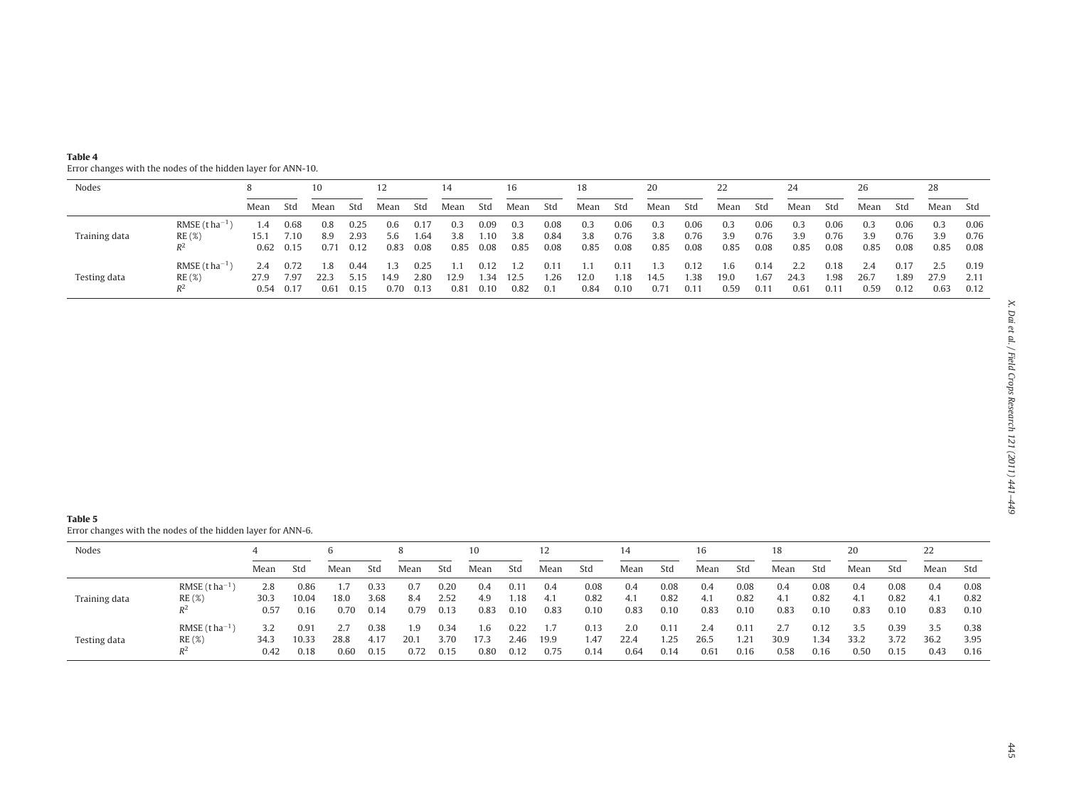**Table 4**
Error changes with the nodes of the hidden layer for ANN-10.

| Nodes | | 8 | | 10 | | 12 | | 14 | | 16 | | 18 | | 20 | | 22 | | 24 | | 26 | | 28 | |
|---|---|---|---|---|---|---|---|---|---|---|---|---|---|---|---|---|---|---|---|---|---|---|---|
| | | Mean | Std | Mean | Std | Mean | Std | Mean | Std | Mean | Std | Mean | Std | Mean | Std | Mean | Std | Mean | Std | Mean | Std | Mean | Std |
| Training data | RMSE ($t\,ha^{-1}$) | 1.4 | 0.68 | 0.8 | 0.25 | 0.6 | 0.17 | 0.3 | 0.09 | 0.3 | 0.08 | 0.3 | 0.06 | 0.3 | 0.06 | 0.3 | 0.06 | 0.3 | 0.06 | 0.3 | 0.06 | 0.3 | 0.06 |
| | RE (%) | 15.1 | 7.10 | 8.9 | 2.93 | 5.6 | 1.64 | 3.8 | 1.10 | 3.8 | 0.84 | 3.8 | 0.76 | 3.8 | 0.76 | 3.9 | 0.76 | 3.9 | 0.76 | 3.9 | 0.76 | 3.9 | 0.76 |
| | $R^2$ | 0.62 | 0.15 | 0.71 | 0.12 | 0.83 | 0.08 | 0.85 | 0.08 | 0.85 | 0.08 | 0.85 | 0.08 | 0.85 | 0.08 | 0.85 | 0.08 | 0.85 | 0.08 | 0.85 | 0.08 | 0.85 | 0.08 |
| Testing data | RMSE ($t\,ha^{-1}$) | 2.4 | 0.72 | 1.8 | 0.44 | 1.3 | 0.25 | 1.1 | 0.12 | 1.2 | 0.11 | 1.1 | 0.11 | 1.3 | 0.12 | 1.6 | 0.14 | 2.2 | 0.18 | 2.4 | 0.17 | 2.5 | 0.19 |
| | RE (%) | 27.9 | 7.97 | 22.3 | 5.15 | 14.9 | 2.80 | 12.9 | 1.34 | 12.5 | 1.26 | 12.0 | 1.18 | 14.5 | 1.38 | 19.0 | 1.67 | 24.3 | 1.98 | 26.7 | 1.89 | 27.9 | 2.11 |
| | $R^2$ | 0.54 | 0.17 | 0.61 | 0.15 | 0.70 | 0.13 | 0.81 | 0.10 | 0.82 | 0.1 | 0.84 | 0.10 | 0.71 | 0.11 | 0.59 | 0.11 | 0.61 | 0.11 | 0.59 | 0.12 | 0.63 | 0.12 |

**Table 5**
Error changes with the nodes of the hidden layer for ANN-6.

| Nodes | | 4 | | 6 | | 8 | | 10 | | 12 | | 14 | | 16 | | 18 | | 20 | | 22 | |
|---|---|---|---|---|---|---|---|---|---|---|---|---|---|---|---|---|---|---|---|---|---|
| | | Mean | Std | Mean | Std | Mean | Std | Mean | Std | Mean | Std | Mean | Std | Mean | Std | Mean | Std | Mean | Std | Mean | Std |
| Training data | RMSE ($t\,ha^{-1}$) | 2.8 | 0.86 | 1.7 | 0.33 | 0.7 | 0.20 | 0.4 | 0.11 | 0.4 | 0.08 | 0.4 | 0.08 | 0.4 | 0.08 | 0.4 | 0.08 | 0.4 | 0.08 | 0.4 | 0.08 |
| | RE (%) | 30.3 | 10.04 | 18.0 | 3.68 | 8.4 | 2.52 | 4.9 | 1.18 | 4.1 | 0.82 | 4.1 | 0.82 | 4.1 | 0.82 | 4.1 | 0.82 | 4.1 | 0.82 | 4.1 | 0.82 |
| | $R^2$ | 0.57 | 0.16 | 0.70 | 0.14 | 0.79 | 0.13 | 0.83 | 0.10 | 0.83 | 0.10 | 0.83 | 0.10 | 0.83 | 0.10 | 0.83 | 0.10 | 0.83 | 0.10 | 0.83 | 0.10 |
| Testing data | RMSE ($t\,ha^{-1}$) | 3.2 | 0.91 | 2.7 | 0.38 | 1.9 | 0.34 | 1.6 | 0.22 | 1.7 | 0.13 | 2.0 | 0.11 | 2.4 | 0.11 | 2.7 | 0.12 | 3.5 | 0.39 | 3.5 | 0.38 |
| | RE (%) | 34.3 | 10.33 | 28.8 | 4.17 | 20.1 | 3.70 | 17.3 | 2.46 | 19.9 | 1.47 | 22.4 | 1.25 | 26.5 | 1.21 | 30.9 | 1.34 | 33.2 | 3.72 | 36.2 | 3.95 |
| | $R^2$ | 0.42 | 0.18 | 0.60 | 0.15 | 0.72 | 0.15 | 0.80 | 0.12 | 0.75 | 0.14 | 0.64 | 0.14 | 0.61 | 0.16 | 0.58 | 0.16 | 0.50 | 0.15 | 0.43 | 0.16 |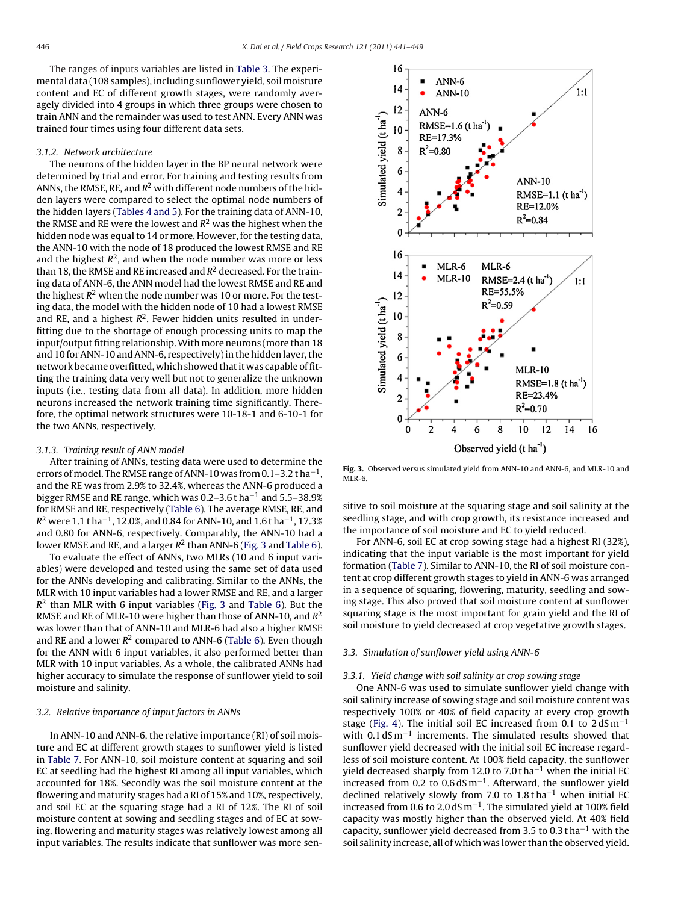The ranges of inputs variables are listed in Table 3. The experimental data (108 samples), including sunflower yield, soil moisture content and EC of different growth stages, were randomly averagely divided into 4 groups in which three groups were chosen to train ANN and the remainder was used to test ANN. Every ANN was trained four times using four different data sets.

#### 3.1.2. Network architecture

The neurons of the hidden layer in the BP neural network were determined by trial and error. For training and testing results from ANNs, the RMSE, RE, and $R^2$ with different node numbers of the hidden layers were compared to select the optimal node numbers of the hidden layers (Tables 4 and 5). For the training data of ANN-10, the RMSE and RE were the lowest and $R^2$ was the highest when the hidden node was equal to 14 or more. However, for the testing data, the ANN-10 with the node of 18 produced the lowest RMSE and RE and the highest $R^2$, and when the node number was more or less than 18, the RMSE and RE increased and $R^2$ decreased. For the training data of ANN-6, the ANN model had the lowest RMSE and RE and the highest $R^2$ when the node number was 10 or more. For the testing data, the model with the hidden node of 10 had a lowest RMSE and RE, and a highest $R^2$. Fewer hidden units resulted in underfitting due to the shortage of enough processing units to map the input/output fitting relationship. With more neurons (more than 18 and 10 for ANN-10 and ANN-6, respectively) in the hidden layer, the network became overfitted, which showed that it was capable of fitting the training data very well but not to generalize the unknown inputs (i.e., testing data from all data). In addition, more hidden neurons increased the network training time significantly. Therefore, the optimal network structures were 10-18-1 and 6-10-1 for the two ANNs, respectively.

#### 3.1.3. Training result of ANN model

After training of ANNs, testing data were used to determine the errors of model. The RMSE range of ANN-10 was from 0.1–3.2 t $ha^{-1}$, and the RE was from 2.9% to 32.4%, whereas the ANN-6 produced a bigger RMSE and RE range, which was 0.2–3.6 t $ha^{-1}$ and 5.5–38.9% for RMSE and RE, respectively (Table 6). The average RMSE, RE, and $R^2$ were 1.1 t $ha^{-1}$, 12.0%, and 0.84 for ANN-10, and 1.6 t $ha^{-1}$, 17.3% and 0.80 for ANN-6, respectively. Comparably, the ANN-10 had a lower RMSE and RE, and a larger $R^2$ than ANN-6 (Fig. 3 and Table 6).

To evaluate the effect of ANNs, two MLRs (10 and 6 input variables) were developed and tested using the same set of data used for the ANNs developing and calibrating. Similar to the ANNs, the MLR with 10 input variables had a lower RMSE and RE, and a larger $R^2$ than MLR with 6 input variables (Fig. 3 and Table 6). But the RMSE and RE of MLR-10 were higher than those of ANN-10, and $R^2$ was lower than that of ANN-10 and MLR-6 had also a higher RMSE and RE and a lower $R^2$ compared to ANN-6 (Table 6). Even though for the ANN with 6 input variables, it also performed better than MLR with 10 input variables. As a whole, the calibrated ANNs had higher accuracy to simulate the response of sunflower yield to soil moisture and salinity.

### 3.2. Relative importance of input factors in ANNs

In ANN-10 and ANN-6, the relative importance (RI) of soil moisture and EC at different growth stages to sunflower yield is listed in Table 7. For ANN-10, soil moisture content at squaring and soil EC at seedling had the highest RI among all input variables, which accounted for 18%. Secondly was the soil moisture content at the flowering and maturity stages had a RI of 15% and 10%, respectively, and soil EC at the squaring stage had a RI of 12%. The RI of soil moisture content at sowing and seedling stages and of EC at sowing, flowering and maturity stages was relatively lowest among all input variables. The results indicate that sunflower was more sensitive to soil moisture at the squaring stage and soil salinity at the seedling stage, and with crop growth, its resistance increased and the importance of soil moisture and EC to yield reduced.

For ANN-6, soil EC at crop sowing stage had a highest RI (32%), indicating that the input variable is the most important for yield formation (Table 7). Similar to ANN-10, the RI of soil moisture content at crop different growth stages to yield in ANN-6 was arranged in a sequence of squaring, flowering, maturity, seedling and sowing stage. This also proved that soil moisture content at sunflower squaring stage is the most important for grain yield and the RI of soil moisture to yield decreased at crop vegetative growth stages.

Fig. 3. Observed versus simulated yield from ANN-10 and ANN-6, and MLR-10 and MLR-6.

### 3.3. Simulation of sunflower yield using ANN-6

#### 3.3.1. Yield change with soil salinity at crop sowing stage

One ANN-6 was used to simulate sunflower yield change with soil salinity increase of sowing stage and soil moisture content was respectively 100% or 40% of field capacity at every crop growth stage (Fig. 4). The initial soil EC increased from 0.1 to 2 dS $m^{-1}$ with 0.1 dS $m^{-1}$ increments. The simulated results showed that sunflower yield decreased with the initial soil EC increase regardless of soil moisture content. At 100% field capacity, the sunflower yield decreased sharply from 12.0 to 7.0 t $ha^{-1}$ when the initial EC increased from 0.2 to 0.6 dS $m^{-1}$. Afterward, the sunflower yield declined relatively slowly from 7.0 to 1.8 t $ha^{-1}$ when initial EC increased from 0.6 to 2.0 dS $m^{-1}$. The simulated yield at 100% field capacity was mostly higher than the observed yield. At 40% field capacity, sunflower yield decreased from 3.5 to 0.3 t $ha^{-1}$ with the soil salinity increase, all of which was lower than the observed yield.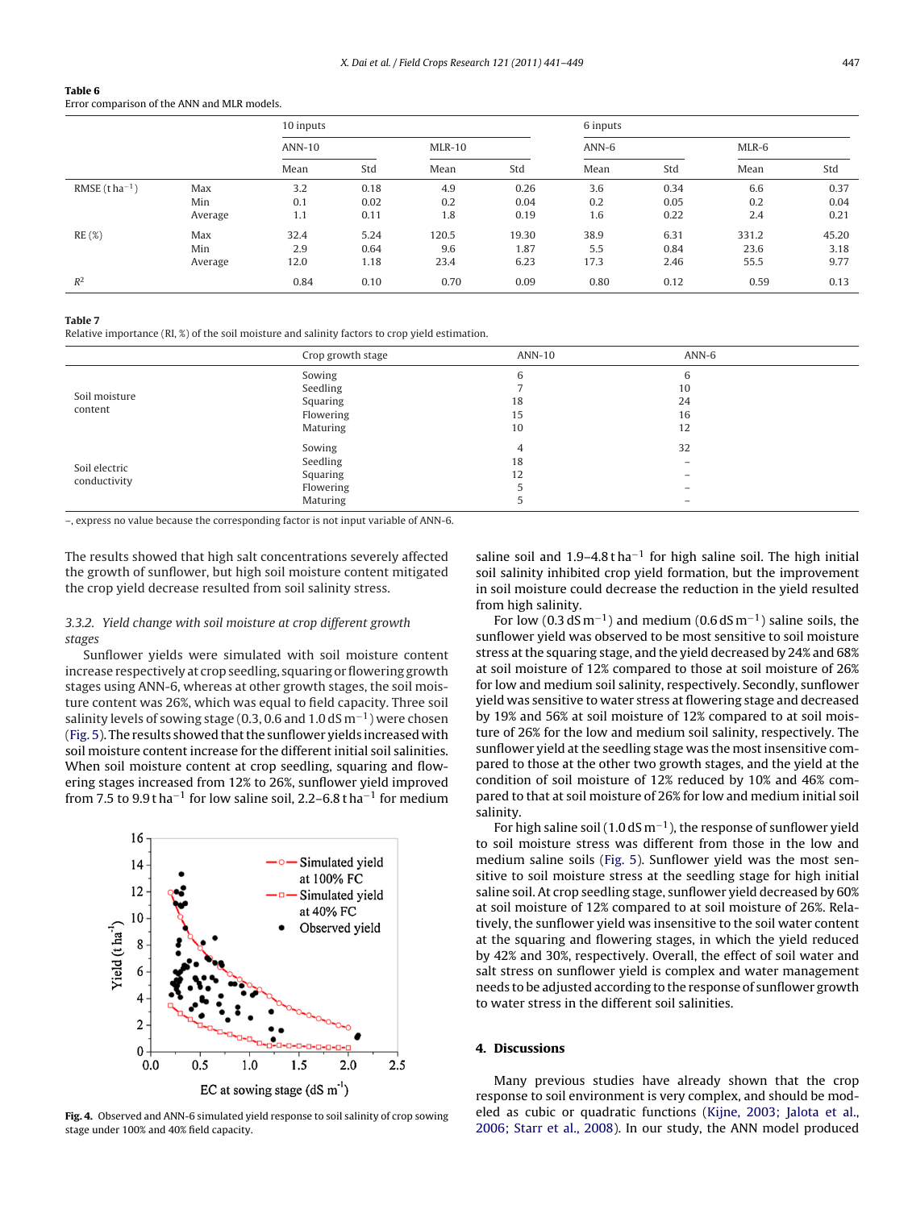**Table 6**
Error comparison of the ANN and MLR models.

| | | 10 inputs | | | | 6 inputs | | | |
|---|---|---|---|---|---|---|---|---|---|
| | | ANN-10 | | MLR-10 | | ANN-6 | | MLR-6 | |
| | | Mean | Std | Mean | Std | Mean | Std | Mean | Std |
| RMSE (t ha$^{-1}$) | Max | 3.2 | 0.18 | 4.9 | 0.26 | 3.6 | 0.34 | 6.6 | 0.37 |
| | Min | 0.1 | 0.02 | 0.2 | 0.04 | 0.2 | 0.05 | 0.2 | 0.04 |
| | Average | 1.1 | 0.11 | 1.8 | 0.19 | 1.6 | 0.22 | 2.4 | 0.21 |
| RE (%) | Max | 32.4 | 5.24 | 120.5 | 19.30 | 38.9 | 6.31 | 331.2 | 45.20 |
| | Min | 2.9 | 0.64 | 9.6 | 1.87 | 5.5 | 0.84 | 23.6 | 3.18 |
| | Average | 12.0 | 1.18 | 23.4 | 6.23 | 17.3 | 2.46 | 55.5 | 9.77 |
| $R^2$ | | 0.84 | 0.10 | 0.70 | 0.09 | 0.80 | 0.12 | 0.59 | 0.13 |

**Table 7**
Relative importance (RI, %) of the soil moisture and salinity factors to crop yield estimation.

| | Crop growth stage | ANN-10 | ANN-6 |
|---|---|---|---|
| Soil moisture content | Sowing | 6 | 6 |
| | Seedling | 7 | 10 |
| | Squaring | 18 | 24 |
| | Flowering | 15 | 16 |
| | Maturing | 10 | 12 |
| Soil electric conductivity | Sowing | 4 | 32 |
| | Seedling | 18 | – |
| | Squaring | 12 | – |
| | Flowering | 5 | – |
| | Maturing | 5 | – |

–, express no value because the corresponding factor is not input variable of ANN-6.

The results showed that high salt concentrations severely affected the growth of sunflower, but high soil moisture content mitigated the crop yield decrease resulted from soil salinity stress.

*3.3.2. Yield change with soil moisture at crop different growth stages*

Sunflower yields were simulated with soil moisture content increase respectively at crop seedling, squaring or flowering growth stages using ANN-6, whereas at other growth stages, the soil moisture content was 26%, which was equal to field capacity. Three soil salinity levels of sowing stage (0.3, 0.6 and 1.0 dS m$^{-1}$) were chosen (Fig. 5). The results showed that the sunflower yields increased with soil moisture content increase for the different initial soil salinities. When soil moisture content at crop seedling, squaring and flowering stages increased from 12% to 26%, sunflower yield improved from 7.5 to 9.9 t ha$^{-1}$ for low saline soil, 2.2–6.8 t ha$^{-1}$ for medium saline soil and 1.9–4.8 t ha$^{-1}$ for high saline soil. The high initial soil salinity inhibited crop yield formation, but the improvement in soil moisture could decrease the reduction in the yield resulted from high salinity.

For low (0.3 dS m$^{-1}$) and medium (0.6 dS m$^{-1}$) saline soils, the sunflower yield was observed to be most sensitive to soil moisture stress at the squaring stage, and the yield decreased by 24% and 68% at soil moisture of 12% compared to those at soil moisture of 26% for low and medium soil salinity, respectively. Secondly, sunflower yield was sensitive to water stress at flowering stage and decreased by 19% and 56% at soil moisture of 12% compared to at soil moisture of 26% for the low and medium soil salinity, respectively. The sunflower yield at the seedling stage was the most insensitive compared to those at the other two growth stages, and the yield at the condition of soil moisture of 12% reduced by 10% and 46% compared to that at soil moisture of 26% for low and medium initial soil salinity.

For high saline soil (1.0 dS m$^{-1}$), the response of sunflower yield to soil moisture stress was different from those in the low and medium saline soils (Fig. 5). Sunflower yield was the most sensitive to soil moisture stress at the seedling stage for high initial saline soil. At crop seedling stage, sunflower yield decreased by 60% at soil moisture of 12% compared to that at soil moisture of 26%. Relatively, the sunflower yield was insensitive to the soil water content at the squaring and flowering stages, in which the yield reduced by 42% and 30%, respectively. Overall, the effect of soil water and salt stress on sunflower yield is complex and water management needs to be adjusted according to the response of sunflower growth to water stress in the different soil salinities.

**Fig. 4.** Observed and ANN-6 simulated yield response to soil salinity of crop sowing stage under 100% and 40% field capacity.

## 4. Discussions

Many previous studies have already shown that the crop response to soil environment is very complex, and should be modeled as cubic or quadratic functions (Kijne, 2003; Jalota et al., 2006; Starr et al., 2008). In our study, the ANN model produced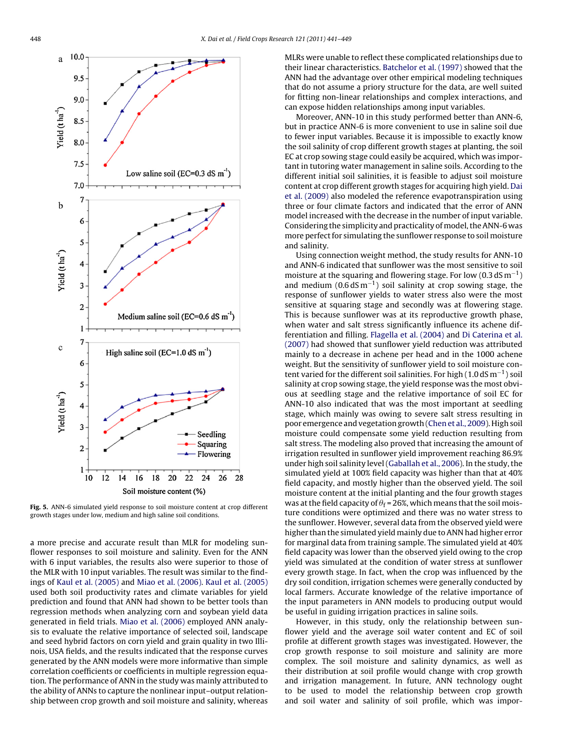Fig. 5. ANN-6 simulated yield response to soil moisture content at crop different growth stages under low, medium and high saline soil conditions.

a more precise and accurate result than MLR for modeling sunflower responses to soil moisture and salinity. Even for the ANN with 6 input variables, the results also were superior to those of the MLR with 10 input variables. The result was similar to the findings of Kaul et al. (2005) and Miao et al. (2006). Kaul et al. (2005) used both soil productivity rates and climate variables for yield prediction and found that ANN had shown to be better tools than regression methods when analyzing corn and soybean yield data generated in field trials. Miao et al. (2006) employed ANN analysis to evaluate the relative importance of selected soil, landscape and seed hybrid factors on corn yield and grain quality in two Illinois, USA fields, and the results indicated that the response curves generated by the ANN models were more informative than simple correlation coefficients or coefficients in multiple regression equation. The performance of ANN in the study was mainly attributed to the ability of ANNs to capture the nonlinear input–output relationship between crop growth and soil moisture and salinity, whereas MLRs were unable to reflect these complicated relationships due to their linear characteristics. Batchelor et al. (1997) showed that the ANN had the advantage over other empirical modeling techniques that do not assume a priory structure for the data, are well suited for fitting non-linear relationships and complex interactions, and can expose hidden relationships among input variables.

Moreover, ANN-10 in this study performed better than ANN-6, but in practice ANN-6 is more convenient to use in saline soil due to fewer input variables. Because it is impossible to exactly know the soil salinity of crop different growth stages at planting, the soil EC at crop sowing stage could easily be acquired, which was important in tutoring water management in saline soils. According to the different initial soil salinities, it is feasible to adjust soil moisture content at crop different growth stages for acquiring high yield. Dai et al. (2009) also modeled the reference evapotranspiration using three or four climate factors and indicated that the error of ANN model increased with the decrease in the number of input variable. Considering the simplicity and practicality of model, the ANN-6 was more perfect for simulating the sunflower response to soil moisture and salinity.

Using connection weight method, the study results for ANN-10 and ANN-6 indicated that sunflower was the most sensitive to soil moisture at the squaring and flowering stage. For low (0.3 dS $m^{-1}$) and medium (0.6 dS $m^{-1}$) soil salinity at crop sowing stage, the response of sunflower yields to water stress also were the most sensitive at squaring stage and secondly was at flowering stage. This is because sunflower was at its reproductive growth phase, when water and salt stress significantly influence its achene differentiation and filling. Flagella et al. (2004) and Di Caterina et al. (2007) had showed that sunflower yield reduction was attributed mainly to a decrease in achene per head and in the 1000 achene weight. But the sensitivity of sunflower yield to soil moisture content varied for the different soil salinities. For high (1.0 dS $m^{-1}$) soil salinity at crop sowing stage, the yield response was the most obvious at seedling stage and the relative importance of soil EC for ANN-10 also indicated that was the most important at seedling stage, which mainly was owing to severe salt stress resulting in poor emergence and vegetation growth (Chen et al., 2009). High soil moisture could compensate some yield reduction resulting from salt stress. The modeling also proved that increasing the amount of irrigation resulted in sunflower yield improvement reaching 86.9% under high soil salinity level (Gaballah et al., 2006). In the study, the simulated yield at 100% field capacity was higher than that at 40% field capacity, and mostly higher than the observed yield. The soil moisture content at the initial planting and the four growth stages was at the field capacity of $\theta_f$ = 26%, which means that the soil moisture conditions were optimized and there was no water stress to the sunflower. However, several data from the observed yield were higher than the simulated yield mainly due to ANN had higher error for marginal data from training sample. The simulated yield at 40% field capacity was lower than the observed yield owing to the crop yield was simulated at the condition of water stress at sunflower every growth stage. In fact, when the crop was influenced by the dry soil condition, irrigation schemes were generally conducted by local farmers. Accurate knowledge of the relative importance of the input parameters in ANN models to producing output would be useful in guiding irrigation practices in saline soils.

However, in this study, only the relationship between sunflower yield and the average soil water content and EC of soil profile at different growth stages was investigated. However, the crop growth response to soil moisture and salinity are more complex. The soil moisture and salinity dynamics, as well as their distribution at soil profile would change with crop growth and irrigation management. In future, ANN technology ought to be used to model the relationship between crop growth and soil water and salinity of soil profile, which was impor-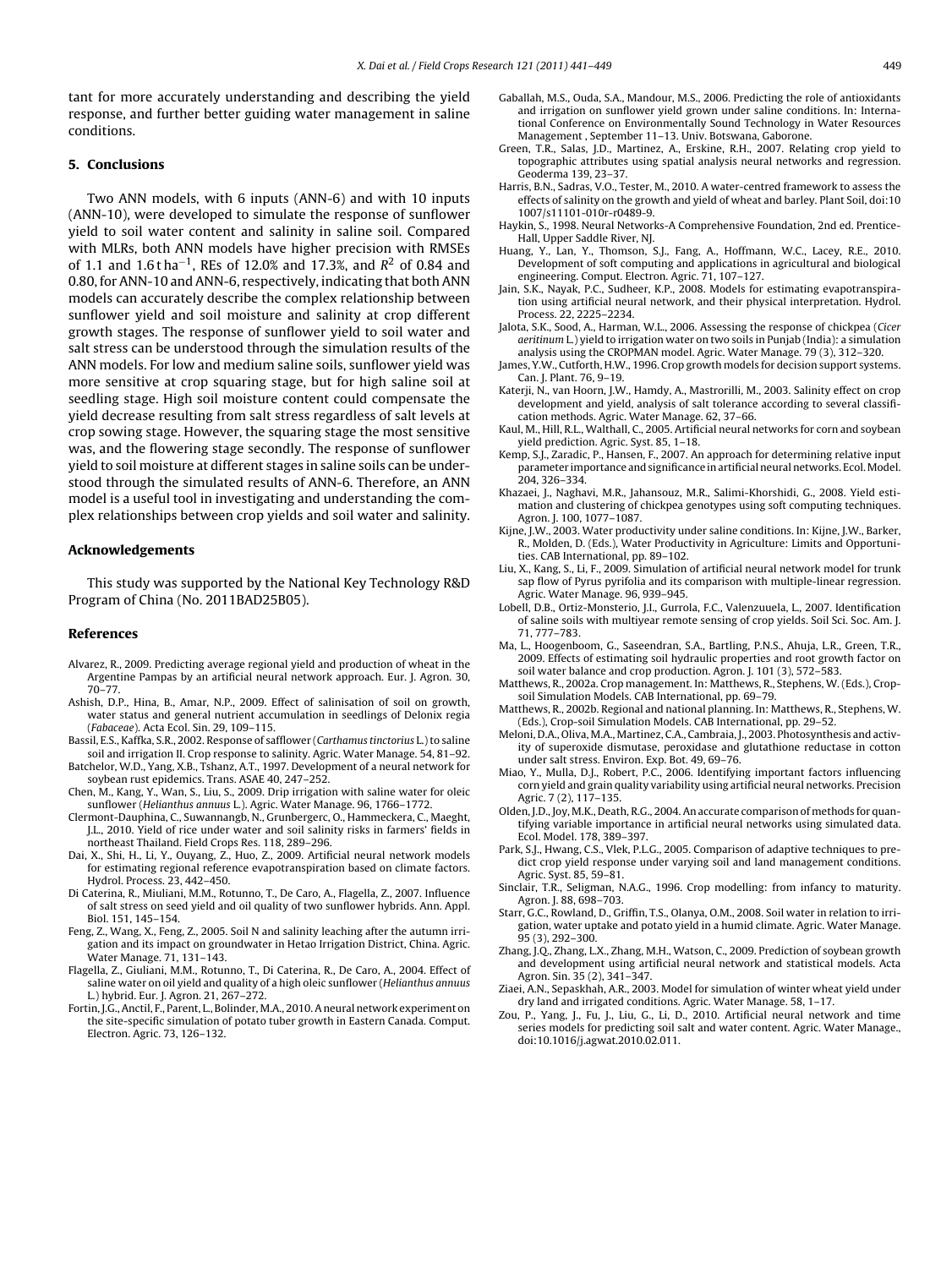tant for more accurately understanding and describing the yield response, and further better guiding water management in saline conditions.

## 5. Conclusions

Two ANN models, with 6 inputs (ANN-6) and with 10 inputs (ANN-10), were developed to simulate the response of sunflower yield to soil water content and salinity in saline soil. Compared with MLRs, both ANN models have higher precision with RMSEs of 1.1 and 1.6 t ha$^{-1}$, REs of 12.0% and 17.3%, and $R^2$ of 0.84 and 0.80, for ANN-10 and ANN-6, respectively, indicating that both ANN models can accurately describe the complex relationship between sunflower yield and soil moisture and salinity at crop different growth stages. The response of sunflower yield to soil water and salt stress can be understood through the simulation results of the ANN models. For low and medium saline soils, sunflower yield was more sensitive at crop squaring stage, but for high saline soil at seedling stage. High soil moisture content could compensate the yield decrease resulting from salt stress regardless of salt levels at crop sowing stage. However, the squaring stage the most sensitive was, and the flowering stage secondly. The response of sunflower yield to soil moisture at different stages in saline soils can be understood through the simulated results of ANN-6. Therefore, an ANN model is a useful tool in investigating and understanding the complex relationships between crop yields and soil water and salinity.

## Acknowledgements

This study was supported by the National Key Technology R&D Program of China (No. 2011BAD25B05).

## References

Alvarez, R., 2009. Predicting average regional yield and production of wheat in the Argentine Pampas by an artificial neural network approach. Eur. J. Agron. 30, 70–77.

Ashish, D.P., Hina, B., Amar, N.P., 2009. Effect of salinisation of soil on growth, water status and general nutrient accumulation in seedlings of Delonix regia (*Fabaceae*). Acta Ecol. Sin. 29, 109–115.

Bassil, E.S., Kaffka, S.R., 2002. Response of safflower (*Carthamus tinctorius* L.) to saline soil and irrigation II. Crop response to salinity. Agric. Water Manage. 54, 81–92.

Batchelor, W.D., Yang, X.B., Tshanz, A.T., 1997. Development of a neural network for soybean rust epidemics. Trans. ASAE 40, 247–252.

Chen, M., Kang, Y., Wan, S., Liu, S., 2009. Drip irrigation with saline water for oleic sunflower (*Helianthus annuus* L.). Agric. Water Manage. 96, 1766–1772.

Clermont-Dauphina, C., Suwannangb, N., Grunbergerc, O., Hammeckera, C., Maeght, J.L., 2010. Yield of rice under water and soil salinity risks in farmers' fields in northeast Thailand. Field Crops Res. 118, 289–296.

Dai, X., Shi, H., Li, Y., Ouyang, Z., Huo, Z., 2009. Artificial neural network models for estimating regional reference evapotranspiration based on climate factors. Hydrol. Process. 23, 442–450.

Di Caterina, R., Miuliani, M.M., Rotunno, T., De Caro, A., Flagella, Z., 2007. Influence of salt stress on seed yield and oil quality of two sunflower hybrids. Ann. Appl. Biol. 151, 145–154.

Feng, Z., Wang, X., Feng, Z., 2005. Soil N and salinity leaching after the autumn irrigation and its impact on groundwater in Hetao Irrigation District, China. Agric. Water Manage. 71, 131–143.

Flagella, Z., Giuliani, M.M., Rotunno, T., Di Caterina, R., De Caro, A., 2004. Effect of saline water on oil yield and quality of a high oleic sunflower (*Helianthus annuus* L.) hybrid. Eur. J. Agron. 21, 267–272.

Fortin, J.G., Anctil, F., Parent, L., Bolinder, M.A., 2010. A neural network experiment on the site-specific simulation of potato tuber growth in Eastern Canada. Comput. Electron. Agric. 73, 126–132.

Gaballah, M.S., Ouda, S.A., Mandour, M.S., 2006. Predicting the role of antioxidants and irrigation on sunflower yield grown under saline conditions. In: International Conference on Environmentally Sound Technology in Water Resources Management , September 11–13. Univ. Botswana, Gaborone.

Green, T.R., Salas, J.D., Martinez, A., Erskine, R.H., 2007. Relating crop yield to topographic attributes using spatial analysis neural networks and regression. Geoderma 139, 23–37.

Harris, B.N., Sadras, V.O., Tester, M., 2010. A water-centred framework to assess the effects of salinity on the growth and yield of wheat and barley. Plant Soil, doi:10 1007/s11101-010r-r0489-9.

Haykin, S., 1998. Neural Networks-A Comprehensive Foundation, 2nd ed. Prentice-Hall, Upper Saddle River, NJ.

Huang, Y., Lan, Y., Thomson, S.J., Fang, A., Hoffmann, W.C., Lacey, R.E., 2010. Development of soft computing and applications in agricultural and biological engineering. Comput. Electron. Agric. 71, 107–127.

Jain, S.K., Nayak, P.C., Sudheer, K.P., 2008. Models for estimating evapotranspiration using artificial neural network, and their physical interpretation. Hydrol. Process. 22, 2225–2234.

Jalota, S.K., Sood, A., Harman, W.L., 2006. Assessing the response of chickpea (*Cicer aeritinum* L.) yield to irrigation water on two soils in Punjab (India): a simulation analysis using the CROPMAN model. Agric. Water Manage. 79 (3), 312–320.

James, Y.W., Cutforth, H.W., 1996. Crop growth models for decision support systems. Can. J. Plant. 76, 9–19.

Katerji, N., van Hoorn, J.W., Hamdy, A., Mastrorilli, M., 2003. Salinity effect on crop development and yield, analysis of salt tolerance according to several classification methods. Agric. Water Manage. 62, 37–66.

Kaul, M., Hill, R.L., Walthall, C., 2005. Artificial neural networks for corn and soybean yield prediction. Agric. Syst. 85, 1–18.

Kemp, S.J., Zaradic, P., Hansen, F., 2007. An approach for determining relative input parameter importance and significance in artificial neural networks. Ecol. Model. 204, 326–334.

Khazaei, J., Naghavi, M.R., Jahansouz, M.R., Salimi-Khorshidi, G., 2008. Yield estimation and clustering of chickpea genotypes using soft computing techniques. Agron. J. 100, 1077–1087.

Kijne, J.W., 2003. Water productivity under saline conditions. In: Kijne, J.W., Barker, R., Molden, D. (Eds.), Water Productivity in Agriculture: Limits and Opportunities. CAB International, pp. 89–102.

Liu, X., Kang, S., Li, F., 2009. Simulation of artificial neural network model for trunk sap flow of Pyrus pyrifolia and its comparison with multiple-linear regression. Agric. Water Manage. 96, 939–945.

Lobell, D.B., Ortiz-Monsterio, J.I., Gurrola, F.C., Valenzuuela, L., 2007. Identification of saline soils with multiyear remote sensing of crop yields. Soil Sci. Soc. Am. J. 71, 777–783.

Ma, L., Hoogenboom, G., Saseendran, S.A., Bartling, P.N.S., Ahuja, L.R., Green, T.R., 2009. Effects of estimating soil hydraulic properties and root growth factor on soil water balance and crop production. Agron. J. 101 (3), 572–583.

Matthews, R., 2002a. Crop management. In: Matthews, R., Stephens, W. (Eds.), Crop-soil Simulation Models. CAB International, pp. 69–79.

Matthews, R., 2002b. Regional and national planning. In: Matthews, R., Stephens, W. (Eds.), Crop-soil Simulation Models. CAB International, pp. 29–52.

Meloni, D.A., Oliva, M.A., Martinez, C.A., Cambraia, J., 2003. Photosynthesis and activity of superoxide dismutase, peroxidase and glutathione reductase in cotton under salt stress. Environ. Exp. Bot. 49, 69–76.

Miao, Y., Mulla, D.J., Robert, P.C., 2006. Identifying important factors influencing corn yield and grain quality variability using artificial neural networks. Precision Agric. 7 (2), 117–135.

Olden, J.D., Joy, M.K., Death, R.G., 2004. An accurate comparison of methods for quantifying variable importance in artificial neural networks using simulated data. Ecol. Model. 178, 389–397.

Park, S.J., Hwang, C.S., Vlek, P.L.G., 2005. Comparison of adaptive techniques to predict crop yield response under varying soil and land management conditions. Agric. Syst. 85, 59–81.

Sinclair, T.R., Seligman, N.A.G., 1996. Crop modelling: from infancy to maturity. Agron. J. 88, 698–703.

Starr, G.C., Rowland, D., Griffin, T.S., Olanya, O.M., 2008. Soil water in relation to irrigation, water uptake and potato yield in a humid climate. Agric. Water Manage. 95 (3), 292–300.

Zhang, J.Q., Zhang, L.X., Zhang, M.H., Watson, C., 2009. Prediction of soybean growth and development using artificial neural network and statistical models. Acta Agron. Sin. 35 (2), 341–347.

Ziaei, A.N., Sepaskhah, A.R., 2003. Model for simulation of winter wheat yield under dry land and irrigated conditions. Agric. Water Manage. 58, 1–17.

Zou, P., Yang, J., Fu, J., Liu, G., Li, D., 2010. Artificial neural network and time series models for predicting soil salt and water content. Agric. Water Manage., doi:10.1016/j.agwat.2010.02.011.